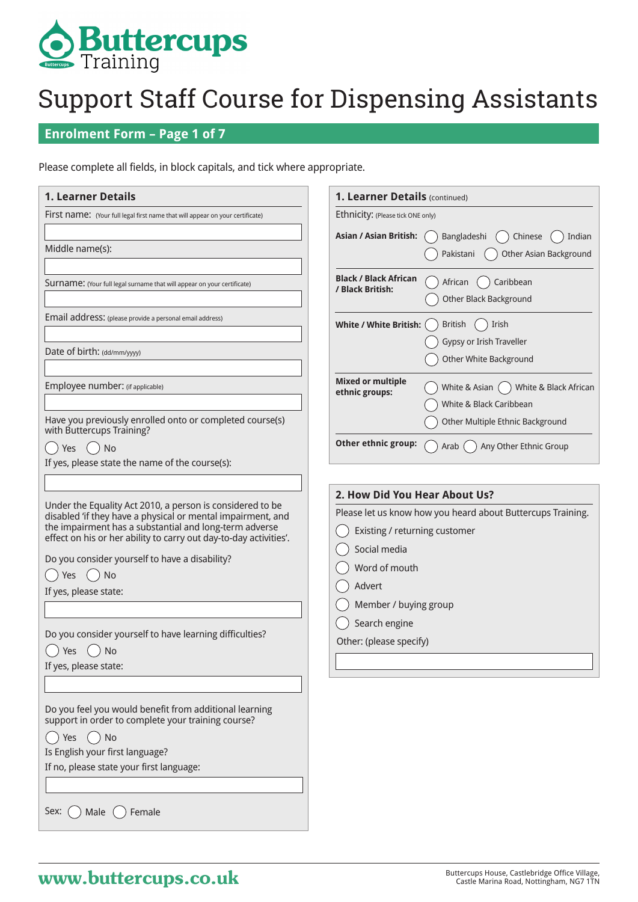# Buttercups Training

# Support Staff Course for Dispensing Assistants

## Enrolment Form – Page 1 of 7

Please complete all fields, in block capitals, and tick where appropriate.

### 1. Learner Details

First name: (Your full legal first name that will appear on your certificate)

Middle name(s):

Surname: (Your full legal surname that will appear on your certificate)

Email address: (please provide a personal email address)

Date of birth: (dd/mm/yyyy)

Employee number: (if applicable)

Have you previously enrolled onto or completed course(s) with Buttercups Training?

◯ Yes ◯ No

If yes, please state the name of the course(s):

Under the Equality Act 2010, a person is considered to be disabled 'if they have a physical or mental impairment, and the impairment has a substantial and long-term adverse effect on his or her ability to carry out day-to-day activities'.

Do you consider yourself to have a disability?

◯ Yes ◯ No

If yes, please state:

Do you consider yourself to have learning difficulties?

◯ Yes ◯ No

If yes, please state:

Do you feel you would benefit from additional learning support in order to complete your training course?

◯ Yes ◯ No

Is English your first language?

If no, please state your first language:

Sex: ◯ Male ◯ Female

### 1. Learner Details (continued)

Ethnicity: (Please tick ONE only)

**Asian / Asian British:** ◯ Bangladeshi ◯ Chinese ◯ Indian ◯ Pakistani ◯ Other Asian Background

**Black / Black African / Black British:** ◯ African ◯ Caribbean ◯ Other Black Background

**White / White British:** ◯ British ◯ Irish ◯ Gypsy or Irish Traveller ◯ Other White Background

**Mixed or multiple ethnic groups:** ◯ White & Asian ◯ White & Black African ◯ White & Black Caribbean ◯ Other Multiple Ethnic Background

**Other ethnic group:** ◯ Arab ◯ Any Other Ethnic Group

### 2. How Did You Hear About Us?

Please let us know how you heard about Buttercups Training.

◯ Existing / returning customer

◯ Social media

◯ Word of mouth

◯ Advert

◯ Member / buying group

◯ Search engine

Other: (please specify)

www.buttercups.co.uk

Buttercups House, Castlebridge Office Village, Castle Marina Road, Nottingham, NG7 1TN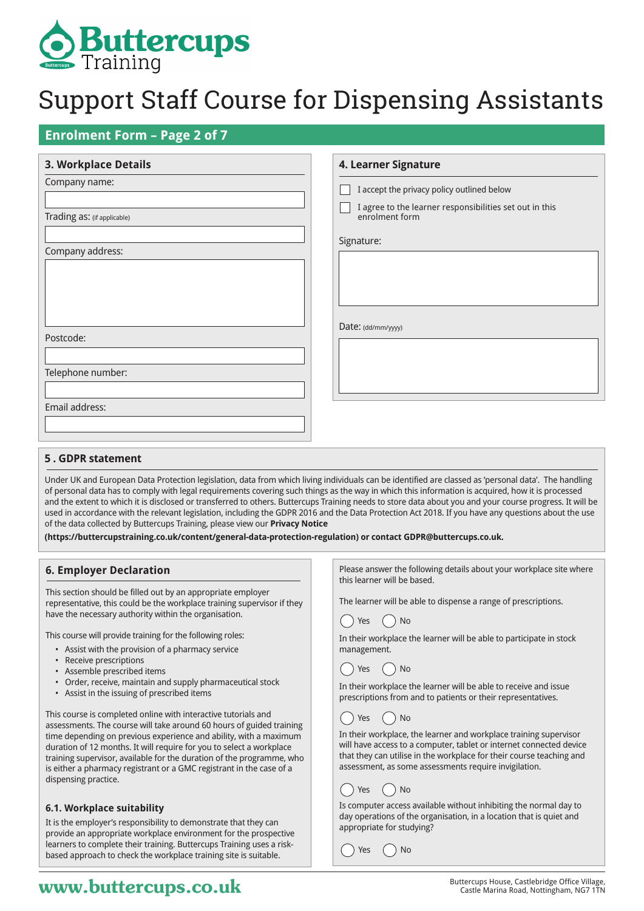# Support Staff Course for Dispensing Assistants

## Enrolment Form – Page 2 of 7

### 3. Workplace Details

Company name:

Trading as: (if applicable)

Company address:

Postcode:

Telephone number:

Email address:

### 4. Learner Signature

- [ ] I accept the privacy policy outlined below
- [ ] I agree to the learner responsibilities set out in this enrolment form

Signature:

Date: (dd/mm/yyyy)

### 5 . GDPR statement

Under UK and European Data Protection legislation, data from which living individuals can be identified are classed as 'personal data'. The handling of personal data has to comply with legal requirements covering such things as the way in which this information is acquired, how it is processed and the extent to which it is disclosed or transferred to others. Buttercups Training needs to store data about you and your course progress. It will be used in accordance with the relevant legislation, including the GDPR 2016 and the Data Protection Act 2018. If you have any questions about the use of the data collected by Buttercups Training, please view our **Privacy Notice (https://buttercupstraining.co.uk/content/general-data-protection-regulation) or contact GDPR@buttercups.co.uk.**

### 6. Employer Declaration

This section should be filled out by an appropriate employer representative, this could be the workplace training supervisor if they have the necessary authority within the organisation.

This course will provide training for the following roles:

- Assist with the provision of a pharmacy service
- Receive prescriptions
- Assemble prescribed items
- Order, receive, maintain and supply pharmaceutical stock
- Assist in the issuing of prescribed items

This course is completed online with interactive tutorials and assessments. The course will take around 60 hours of guided training time depending on previous experience and ability, with a maximum duration of 12 months. It will require for you to select a workplace training supervisor, available for the duration of the programme, who is either a pharmacy registrant or a GMC registrant in the case of a dispensing practice.

#### 6.1. Workplace suitability

It is the employer's responsibility to demonstrate that they can provide an appropriate workplace environment for the prospective learners to complete their training. Buttercups Training uses a risk-based approach to check the workplace training site is suitable.

Please answer the following details about your workplace site where this learner will be based.

The learner will be able to dispense a range of prescriptions.

◯ Yes ◯ No

In their workplace the learner will be able to participate in stock management.

◯ Yes ◯ No

In their workplace the learner will be able to receive and issue prescriptions from and to patients or their representatives.

◯ Yes ◯ No

In their workplace, the learner and workplace training supervisor will have access to a computer, tablet or internet connected device that they can utilise in the workplace for their course teaching and assessment, as some assessments require invigilation.

◯ Yes ◯ No

Is computer access available without inhibiting the normal day to day operations of the organisation, in a location that is quiet and appropriate for studying?

◯ Yes ◯ No

www.buttercups.co.uk

Buttercups House, Castlebridge Office Village, Castle Marina Road, Nottingham, NG7 1TN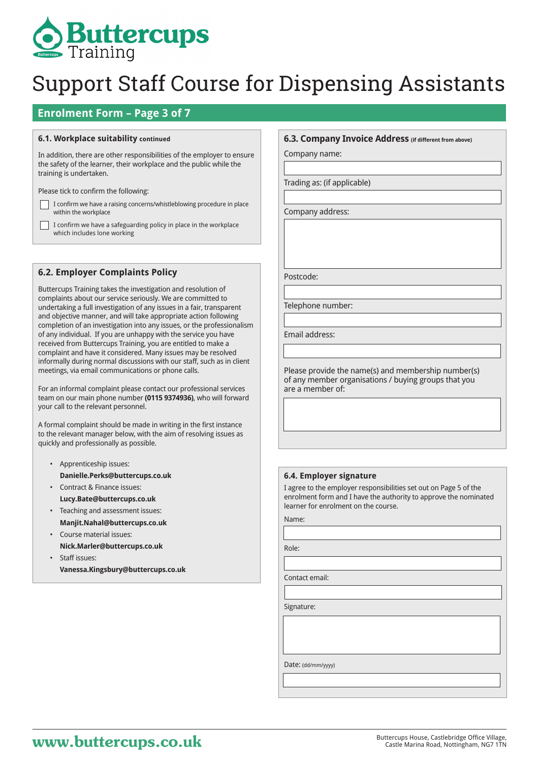# Support Staff Course for Dispensing Assistants

## Enrolment Form – Page 3 of 7

### 6.1. Workplace suitability continued

In addition, there are other responsibilities of the employer to ensure the safety of the learner, their workplace and the public while the training is undertaken.

Please tick to confirm the following:

- ☐ I confirm we have a raising concerns/whistleblowing procedure in place within the workplace
- ☐ I confirm we have a safeguarding policy in place in the workplace which includes lone working

### 6.2. Employer Complaints Policy

Buttercups Training takes the investigation and resolution of complaints about our service seriously. We are committed to undertaking a full investigation of any issues in a fair, transparent and objective manner, and will take appropriate action following completion of an investigation into any issues, or the professionalism of any individual. If you are unhappy with the service you have received from Buttercups Training, you are entitled to make a complaint and have it considered. Many issues may be resolved informally during normal discussions with our staff, such as in client meetings, via email communications or phone calls.

For an informal complaint please contact our professional services team on our main phone number **(0115 9374936)**, who will forward your call to the relevant personnel.

A formal complaint should be made in writing in the first instance to the relevant manager below, with the aim of resolving issues as quickly and professionally as possible.

- Apprenticeship issues:
  **Danielle.Perks@buttercups.co.uk**
- Contract & Finance issues:
  **Lucy.Bate@buttercups.co.uk**
- Teaching and assessment issues:
  **Manjit.Nahal@buttercups.co.uk**
- Course material issues:
  **Nick.Marler@buttercups.co.uk**
- Staff issues:
  **Vanessa.Kingsbury@buttercups.co.uk**

### 6.3. Company Invoice Address (if different from above)

Company name:

Trading as: (if applicable)

Company address:

Postcode:

Telephone number:

Email address:

Please provide the name(s) and membership number(s) of any member organisations / buying groups that you are a member of:

### 6.4. Employer signature

I agree to the employer responsibilities set out on Page 5 of the enrolment form and I have the authority to approve the nominated learner for enrolment on the course.

Name:

Role:

Contact email:

Signature:

Date: (dd/mm/yyyy)

www.buttercups.co.uk

Buttercups House, Castlebridge Office Village, Castle Marina Road, Nottingham, NG7 1TN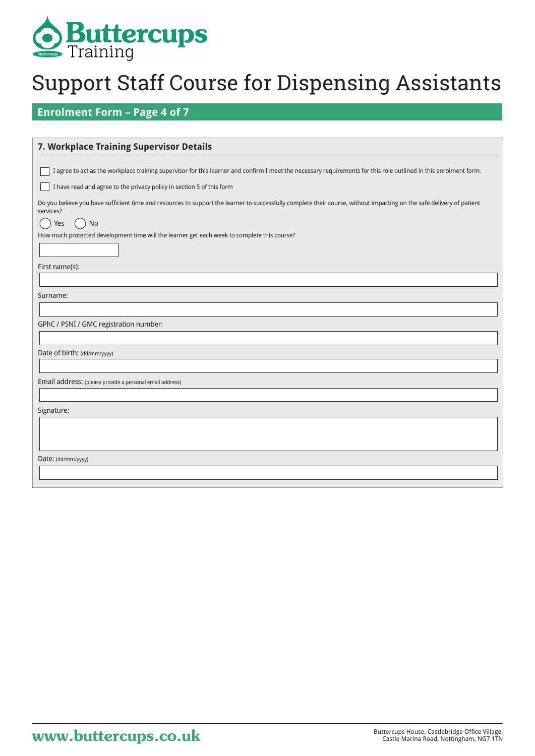# Support Staff Course for Dispensing Assistants

## Enrolment Form – Page 4 of 7

### 7. Workplace Training Supervisor Details

- [ ] I agree to act as the workplace training supervisor for this learner and confirm I meet the necessary requirements for this role outlined in this enrolment form.
- [ ] I have read and agree to the privacy policy in section 5 of this form

Do you believe you have sufficient time and resources to support the learner to successfully complete their course, without impacting on the safe delivery of patient services?

( ) Yes ( ) No

How much protected development time will the learner get each week to complete this course?

First name(s):

Surname:

GPhC / PSNI / GMC registration number:

Date of birth: (dd/mm/yyyy)

Email address: (please provide a personal email address)

Signature:

Date: (dd/mm/yyyy)

www.buttercups.co.uk

Buttercups House, Castlebridge Office Village, Castle Marina Road, Nottingham, NG7 1TN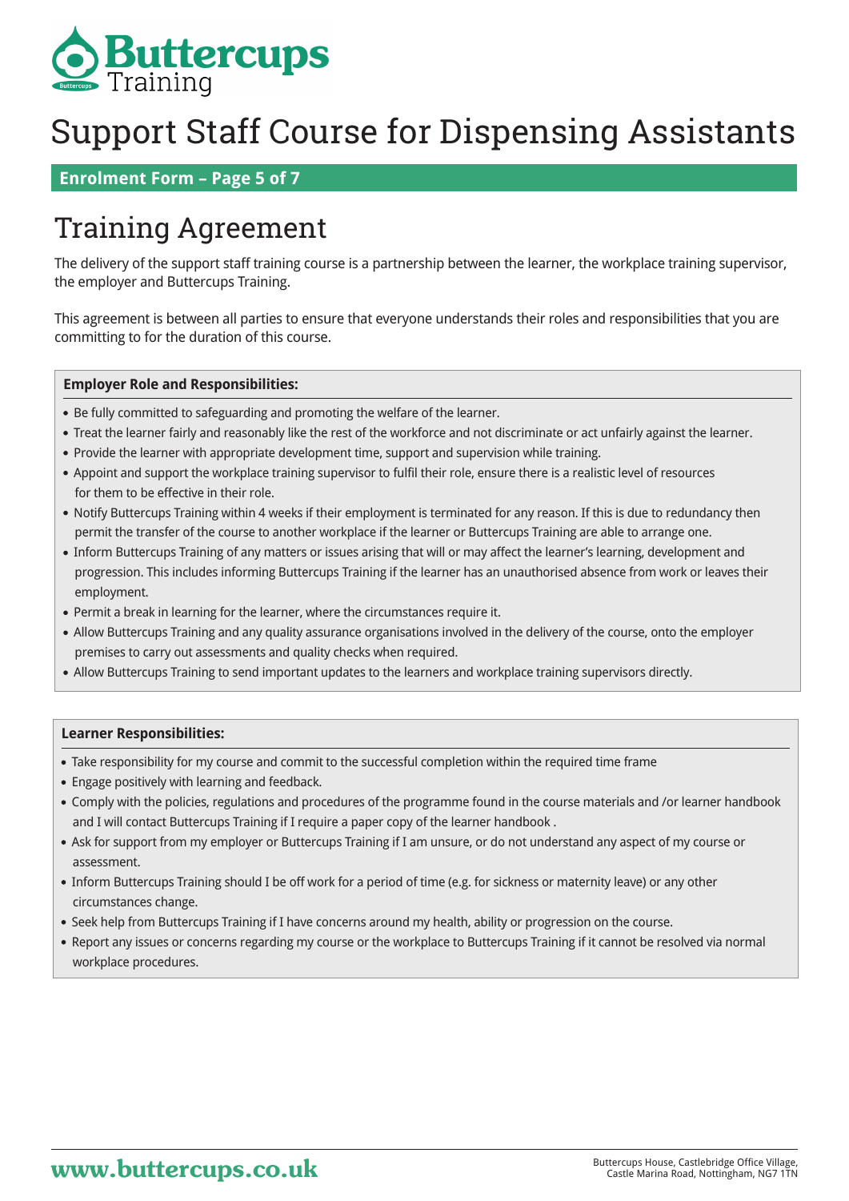# Support Staff Course for Dispensing Assistants

**Enrolment Form – Page 5 of 7**

## Training Agreement

The delivery of the support staff training course is a partnership between the learner, the workplace training supervisor, the employer and Buttercups Training.

This agreement is between all parties to ensure that everyone understands their roles and responsibilities that you are committing to for the duration of this course.

### Employer Role and Responsibilities:

- Be fully committed to safeguarding and promoting the welfare of the learner.
- Treat the learner fairly and reasonably like the rest of the workforce and not discriminate or act unfairly against the learner.
- Provide the learner with appropriate development time, support and supervision while training.
- Appoint and support the workplace training supervisor to fulfil their role, ensure there is a realistic level of resources for them to be effective in their role.
- Notify Buttercups Training within 4 weeks if their employment is terminated for any reason. If this is due to redundancy then permit the transfer of the course to another workplace if the learner or Buttercups Training are able to arrange one.
- Inform Buttercups Training of any matters or issues arising that will or may affect the learner's learning, development and progression. This includes informing Buttercups Training if the learner has an unauthorised absence from work or leaves their employment.
- Permit a break in learning for the learner, where the circumstances require it.
- Allow Buttercups Training and any quality assurance organisations involved in the delivery of the course, onto the employer premises to carry out assessments and quality checks when required.
- Allow Buttercups Training to send important updates to the learners and workplace training supervisors directly.

### Learner Responsibilities:

- Take responsibility for my course and commit to the successful completion within the required time frame
- Engage positively with learning and feedback.
- Comply with the policies, regulations and procedures of the programme found in the course materials and /or learner handbook and I will contact Buttercups Training if I require a paper copy of the learner handbook .
- Ask for support from my employer or Buttercups Training if I am unsure, or do not understand any aspect of my course or assessment.
- Inform Buttercups Training should I be off work for a period of time (e.g. for sickness or maternity leave) or any other circumstances change.
- Seek help from Buttercups Training if I have concerns around my health, ability or progression on the course.
- Report any issues or concerns regarding my course or the workplace to Buttercups Training if it cannot be resolved via normal workplace procedures.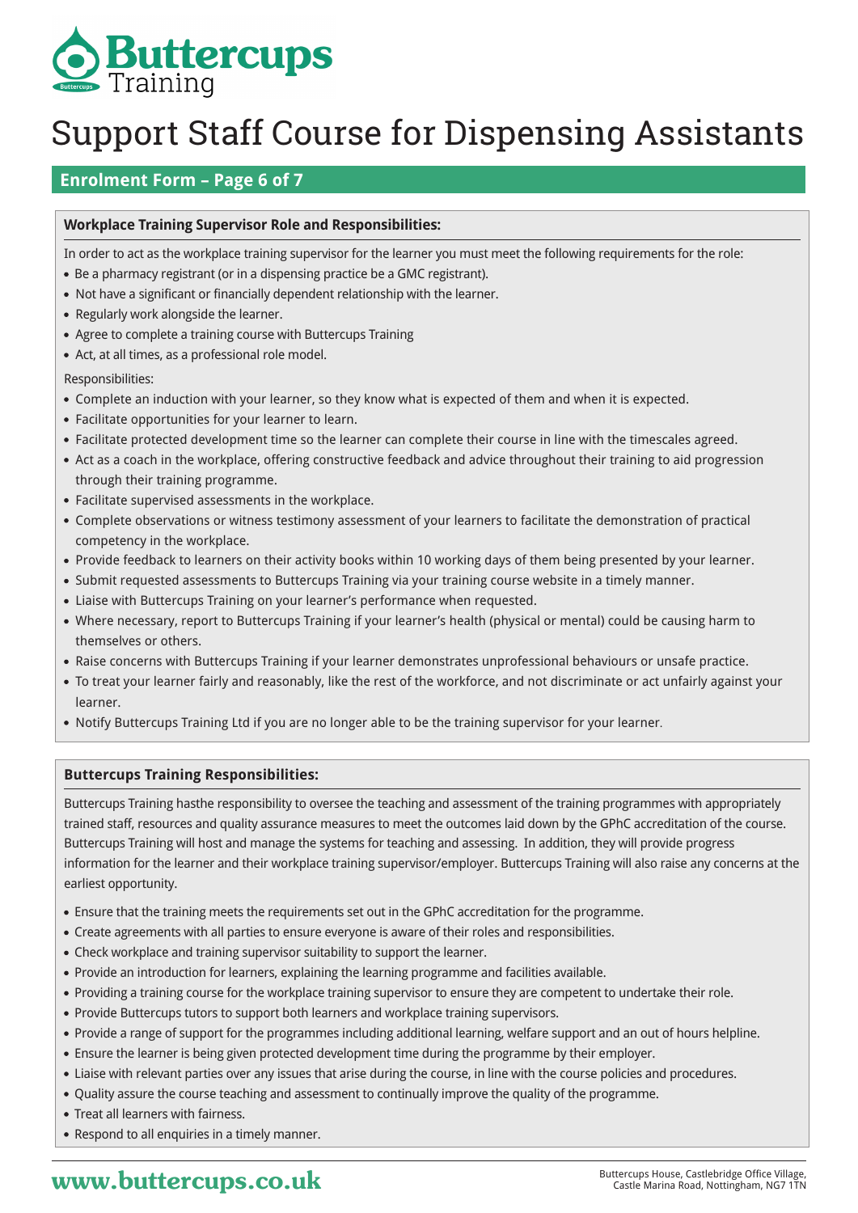# Support Staff Course for Dispensing Assistants

## Enrolment Form – Page 6 of 7

### Workplace Training Supervisor Role and Responsibilities:

In order to act as the workplace training supervisor for the learner you must meet the following requirements for the role:

- Be a pharmacy registrant (or in a dispensing practice be a GMC registrant).
- Not have a significant or financially dependent relationship with the learner.
- Regularly work alongside the learner.
- Agree to complete a training course with Buttercups Training
- Act, at all times, as a professional role model.

Responsibilities:

- Complete an induction with your learner, so they know what is expected of them and when it is expected.
- Facilitate opportunities for your learner to learn.
- Facilitate protected development time so the learner can complete their course in line with the timescales agreed.
- Act as a coach in the workplace, offering constructive feedback and advice throughout their training to aid progression through their training programme.
- Facilitate supervised assessments in the workplace.
- Complete observations or witness testimony assessment of your learners to facilitate the demonstration of practical competency in the workplace.
- Provide feedback to learners on their activity books within 10 working days of them being presented by your learner.
- Submit requested assessments to Buttercups Training via your training course website in a timely manner.
- Liaise with Buttercups Training on your learner's performance when requested.
- Where necessary, report to Buttercups Training if your learner's health (physical or mental) could be causing harm to themselves or others.
- Raise concerns with Buttercups Training if your learner demonstrates unprofessional behaviours or unsafe practice.
- To treat your learner fairly and reasonably, like the rest of the workforce, and not discriminate or act unfairly against your learner.
- Notify Buttercups Training Ltd if you are no longer able to be the training supervisor for your learner.

### Buttercups Training Responsibilities:

Buttercups Training hasthe responsibility to oversee the teaching and assessment of the training programmes with appropriately trained staff, resources and quality assurance measures to meet the outcomes laid down by the GPhC accreditation of the course. Buttercups Training will host and manage the systems for teaching and assessing. In addition, they will provide progress information for the learner and their workplace training supervisor/employer. Buttercups Training will also raise any concerns at the earliest opportunity.

- Ensure that the training meets the requirements set out in the GPhC accreditation for the programme.
- Create agreements with all parties to ensure everyone is aware of their roles and responsibilities.
- Check workplace and training supervisor suitability to support the learner.
- Provide an introduction for learners, explaining the learning programme and facilities available.
- Providing a training course for the workplace training supervisor to ensure they are competent to undertake their role.
- Provide Buttercups tutors to support both learners and workplace training supervisors.
- Provide a range of support for the programmes including additional learning, welfare support and an out of hours helpline.
- Ensure the learner is being given protected development time during the programme by their employer.
- Liaise with relevant parties over any issues that arise during the course, in line with the course policies and procedures.
- Quality assure the course teaching and assessment to continually improve the quality of the programme.
- Treat all learners with fairness.
- Respond to all enquiries in a timely manner.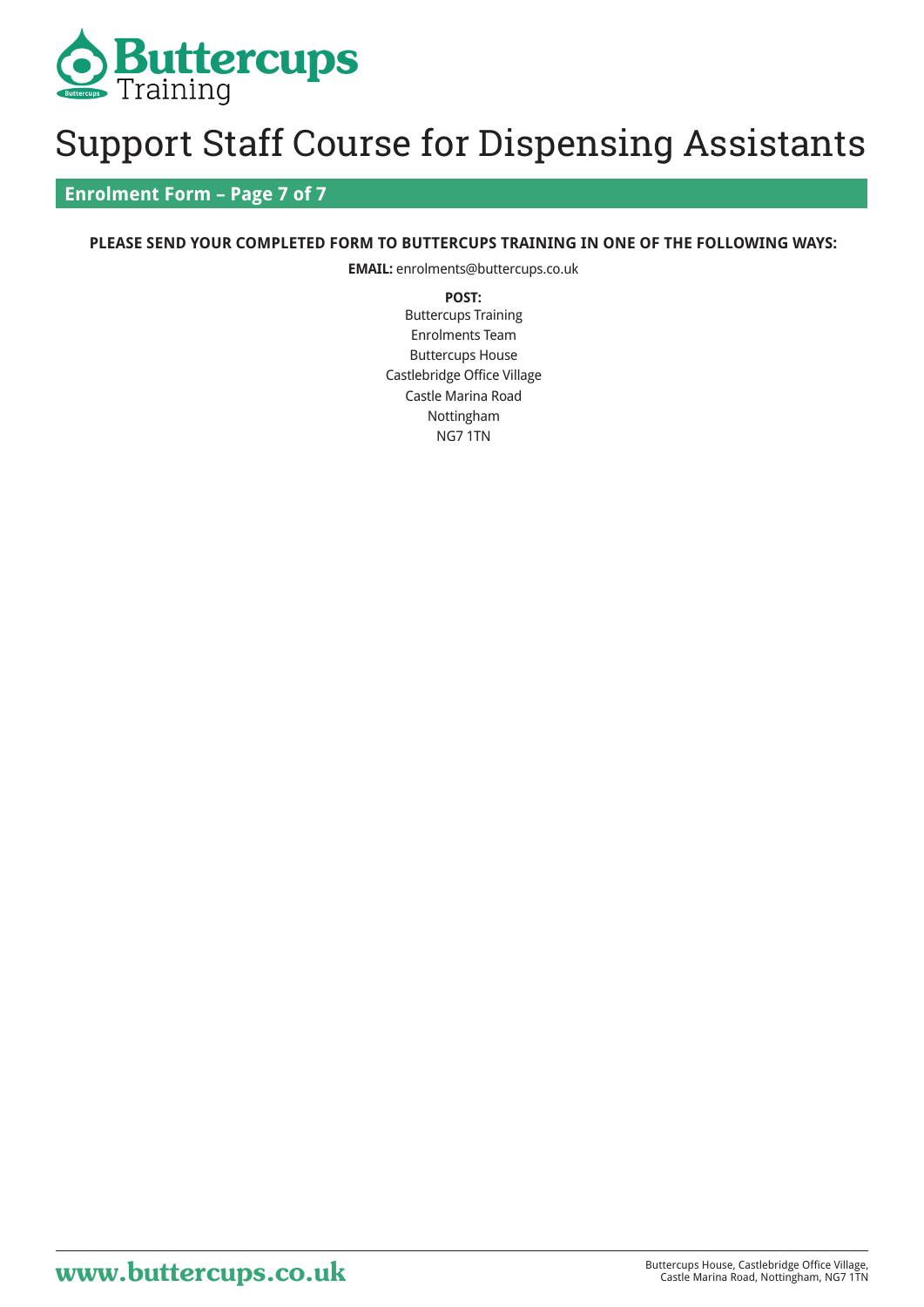# Support Staff Course for Dispensing Assistants

## Enrolment Form – Page 7 of 7

**PLEASE SEND YOUR COMPLETED FORM TO BUTTERCUPS TRAINING IN ONE OF THE FOLLOWING WAYS:**

**EMAIL:** enrolments@buttercups.co.uk

**POST:**
Buttercups Training
Enrolments Team
Buttercups House
Castlebridge Office Village
Castle Marina Road
Nottingham
NG7 1TN